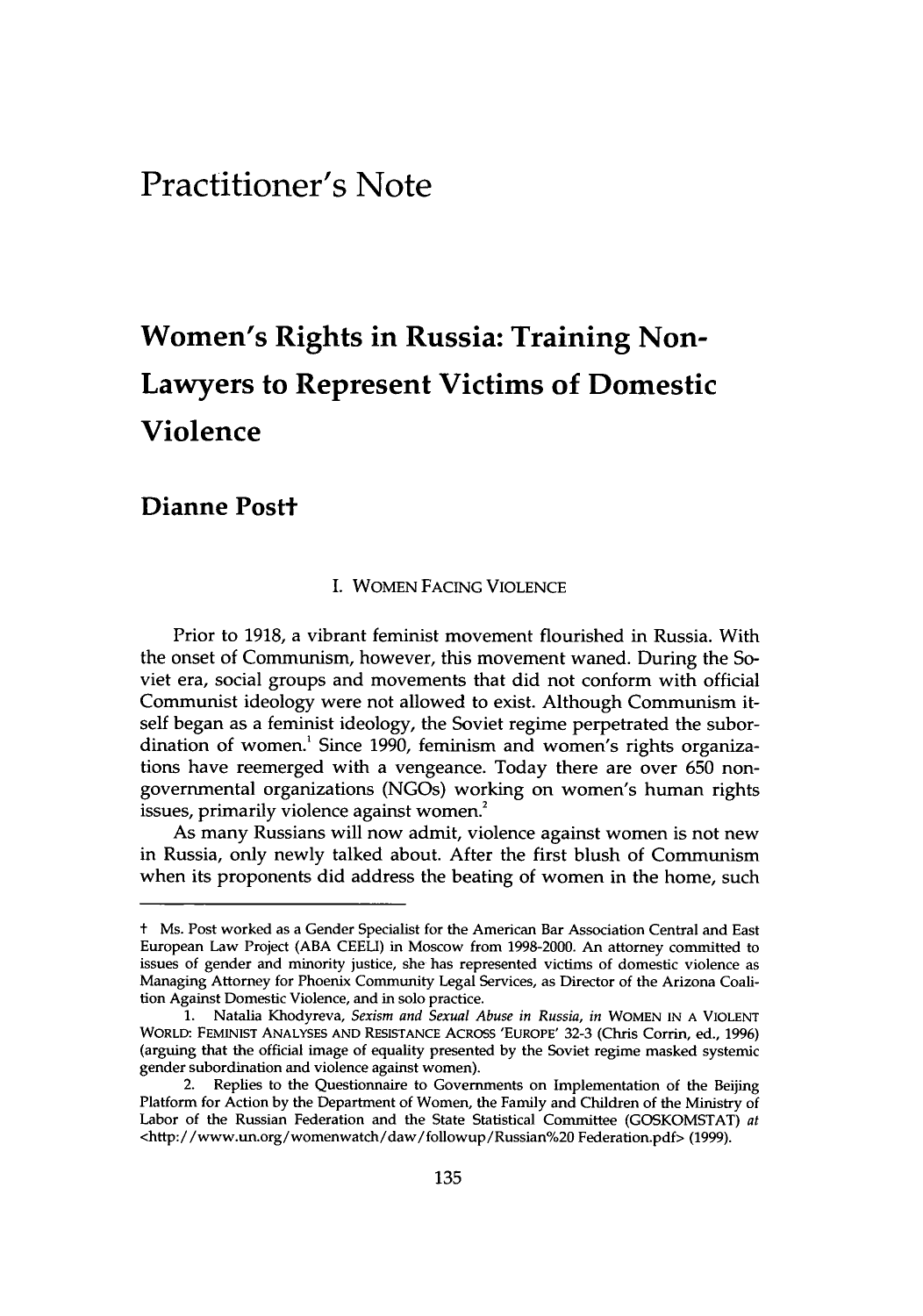# Practitioner's Note

## Women's Rights in Russia: Training Non-Lawyers to Represent Victims of Domestic Violence

### Dianne Post†

I. WOMEN FACING VIOLENCE

Prior to 1918, a vibrant feminist movement flourished in Russia. With the onset of Communism, however, this movement waned. During the Soviet era, social groups and movements that did not conform with official Communist ideology were not allowed to exist. Although Communism itself began as a feminist ideology, the Soviet regime perpetrated the subordination of women.[1] Since 1990, feminism and women's rights organizations have reemerged with a vengeance. Today there are over 650 non-governmental organizations (NGOs) working on women's human rights issues, primarily violence against women.[2]

As many Russians will now admit, violence against women is not new in Russia, only newly talked about. After the first blush of Communism when its proponents did address the beating of women in the home, such

---

† Ms. Post worked as a Gender Specialist for the American Bar Association Central and East European Law Project (ABA CEELI) in Moscow from 1998-2000. An attorney committed to issues of gender and minority justice, she has represented victims of domestic violence as Managing Attorney for Phoenix Community Legal Services, as Director of the Arizona Coalition Against Domestic Violence, and in solo practice.

1. Natalia Khodyreva, *Sexism and Sexual Abuse in Russia*, *in* WOMEN IN A VIOLENT WORLD: FEMINIST ANALYSES AND RESISTANCE ACROSS 'EUROPE' 32-3 (Chris Corrin, ed., 1996) (arguing that the official image of equality presented by the Soviet regime masked systemic gender subordination and violence against women).

2. Replies to the Questionnaire to Governments on Implementation of the Beijing Platform for Action by the Department of Women, the Family and Children of the Ministry of Labor of the Russian Federation and the State Statistical Committee (GOSKOMSTAT) *at* <http://www.un.org/womenwatch/daw/followup/Russian%20 Federation.pdf> (1999).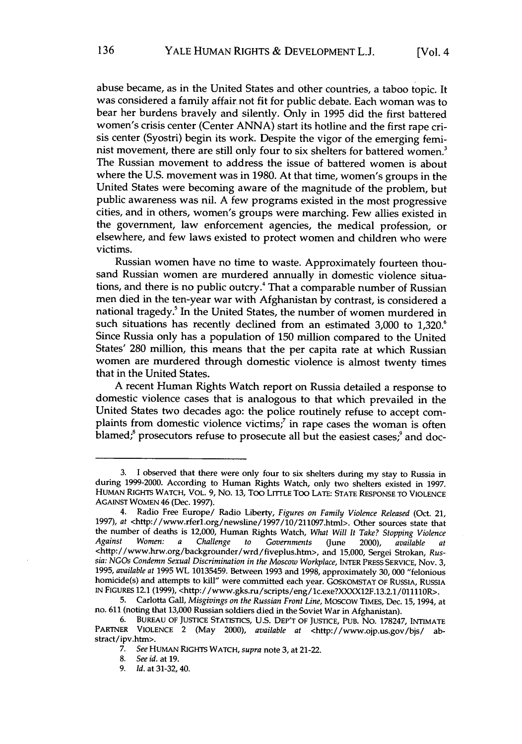abuse became, as in the United States and other countries, a taboo topic. It was considered a family affair not fit for public debate. Each woman was to bear her burdens bravely and silently. Only in 1995 did the first battered women's crisis center (Center ANNA) start its hotline and the first rape crisis center (Syostri) begin its work. Despite the vigor of the emerging feminist movement, there are still only four to six shelters for battered women.[3] The Russian movement to address the issue of battered women is about where the U.S. movement was in 1980. At that time, women's groups in the United States were becoming aware of the magnitude of the problem, but public awareness was nil. A few programs existed in the most progressive cities, and in others, women's groups were marching. Few allies existed in the government, law enforcement agencies, the medical profession, or elsewhere, and few laws existed to protect women and children who were victims.

Russian women have no time to waste. Approximately fourteen thousand Russian women are murdered annually in domestic violence situations, and there is no public outcry.[4] That a comparable number of Russian men died in the ten-year war with Afghanistan by contrast, is considered a national tragedy.[5] In the United States, the number of women murdered in such situations has recently declined from an estimated 3,000 to 1,320.[6] Since Russia only has a population of 150 million compared to the United States' 280 million, this means that the per capita rate at which Russian women are murdered through domestic violence is almost twenty times that in the United States.

A recent Human Rights Watch report on Russia detailed a response to domestic violence cases that is analogous to that which prevailed in the United States two decades ago: the police routinely refuse to accept complaints from domestic violence victims;[7] in rape cases the woman is often blamed;[8] prosecutors refuse to prosecute all but the easiest cases;[9] and doc-

---

3. I observed that there were only four to six shelters during my stay to Russia in during 1999-2000. According to Human Rights Watch, only two shelters existed in 1997. HUMAN RIGHTS WATCH, VOL. 9, NO. 13, TOO LITTLE TOO LATE: STATE RESPONSE TO VIOLENCE AGAINST WOMEN 46 (Dec. 1997).

4. Radio Free Europe/ Radio Liberty, *Figures on Family Violence Released* (Oct. 21, 1997), *at* <http://www.rferl.org/newsline/1997/10/211097.html>. Other sources state that the number of deaths is 12,000, Human Rights Watch, *What Will It Take? Stopping Violence Against Women: a Challenge to Governments* (June 2000), *available at* <http://www.hrw.org/backgrounder/wrd/fiveplus.htm>, and 15,000, Sergei Strokan, *Russia: NGOs Condemn Sexual Discrimination in the Moscow Workplace*, INTER PRESS SERVICE, Nov. 3, 1995, *available at* 1995 WL 10135459. Between 1993 and 1998, approximately 30, 000 "felonious homicide(s) and attempts to kill" were committed each year. GOSKOMSTAT OF RUSSIA, RUSSIA IN FIGURES 12.1 (1999), <http://www.gks.ru/scripts/eng/1c.exe?XXXX12F.13.2.1/011110R>.

5. Carlotta Gall, *Misgivings on the Russian Front Line*, MOSCOW TIMES, Dec. 15, 1994, at no. 611 (noting that 13,000 Russian soldiers died in the Soviet War in Afghanistan).

6. BUREAU OF JUSTICE STATISTICS, U.S. DEP'T OF JUSTICE, PUB. NO. 178247, INTIMATE PARTNER VIOLENCE 2 (May 2000), *available at* <http://www.ojp.us.gov/bjs/ abstract/ipv.htm>.

7. *See* HUMAN RIGHTS WATCH, *supra* note 3, at 21-22.

8. *See id.* at 19.

9. *Id.* at 31-32, 40.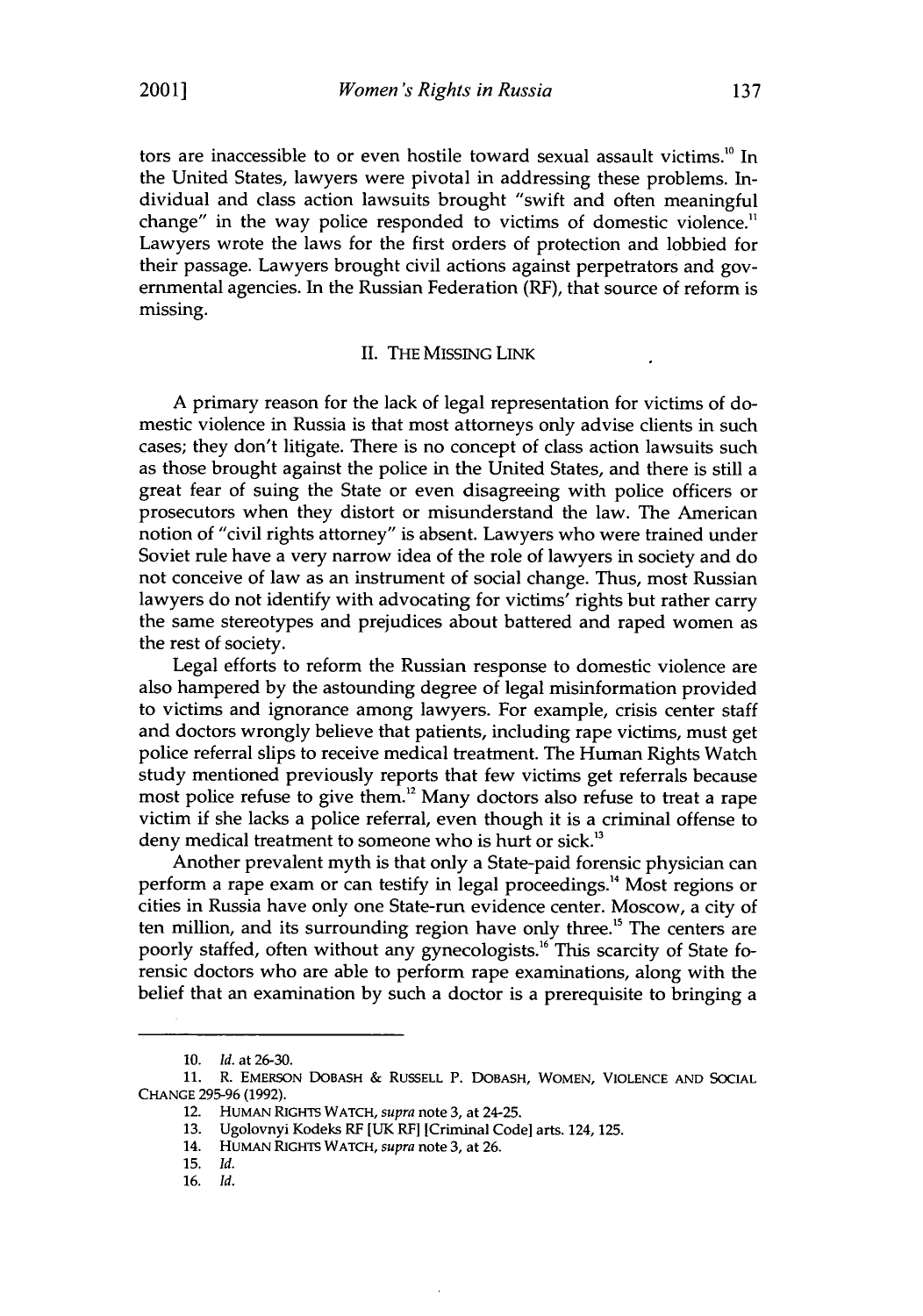tors are inaccessible to or even hostile toward sexual assault victims.[10] In the United States, lawyers were pivotal in addressing these problems. Individual and class action lawsuits brought "swift and often meaningful change" in the way police responded to victims of domestic violence.[11] Lawyers wrote the laws for the first orders of protection and lobbied for their passage. Lawyers brought civil actions against perpetrators and governmental agencies. In the Russian Federation (RF), that source of reform is missing.

## II. THE MISSING LINK

A primary reason for the lack of legal representation for victims of domestic violence in Russia is that most attorneys only advise clients in such cases; they don't litigate. There is no concept of class action lawsuits such as those brought against the police in the United States, and there is still a great fear of suing the State or even disagreeing with police officers or prosecutors when they distort or misunderstand the law. The American notion of "civil rights attorney" is absent. Lawyers who were trained under Soviet rule have a very narrow idea of the role of lawyers in society and do not conceive of law as an instrument of social change. Thus, most Russian lawyers do not identify with advocating for victims' rights but rather carry the same stereotypes and prejudices about battered and raped women as the rest of society.

Legal efforts to reform the Russian response to domestic violence are also hampered by the astounding degree of legal misinformation provided to victims and ignorance among lawyers. For example, crisis center staff and doctors wrongly believe that patients, including rape victims, must get police referral slips to receive medical treatment. The Human Rights Watch study mentioned previously reports that few victims get referrals because most police refuse to give them.[12] Many doctors also refuse to treat a rape victim if she lacks a police referral, even though it is a criminal offense to deny medical treatment to someone who is hurt or sick.[13]

Another prevalent myth is that only a State-paid forensic physician can perform a rape exam or can testify in legal proceedings.[14] Most regions or cities in Russia have only one State-run evidence center. Moscow, a city of ten million, and its surrounding region have only three.[15] The centers are poorly staffed, often without any gynecologists.[16] This scarcity of State forensic doctors who are able to perform rape examinations, along with the belief that an examination by such a doctor is a prerequisite to bringing a

---

10. *Id.* at 26-30.

11. R. EMERSON DOBASH & RUSSELL P. DOBASH, WOMEN, VIOLENCE AND SOCIAL CHANGE 295-96 (1992).

12. HUMAN RIGHTS WATCH, *supra* note 3, at 24-25.

13. Ugolovnyi Kodeks RF [UK RF] [Criminal Code] arts. 124, 125.

14. HUMAN RIGHTS WATCH, *supra* note 3, at 26.

15. *Id.*

16. *Id.*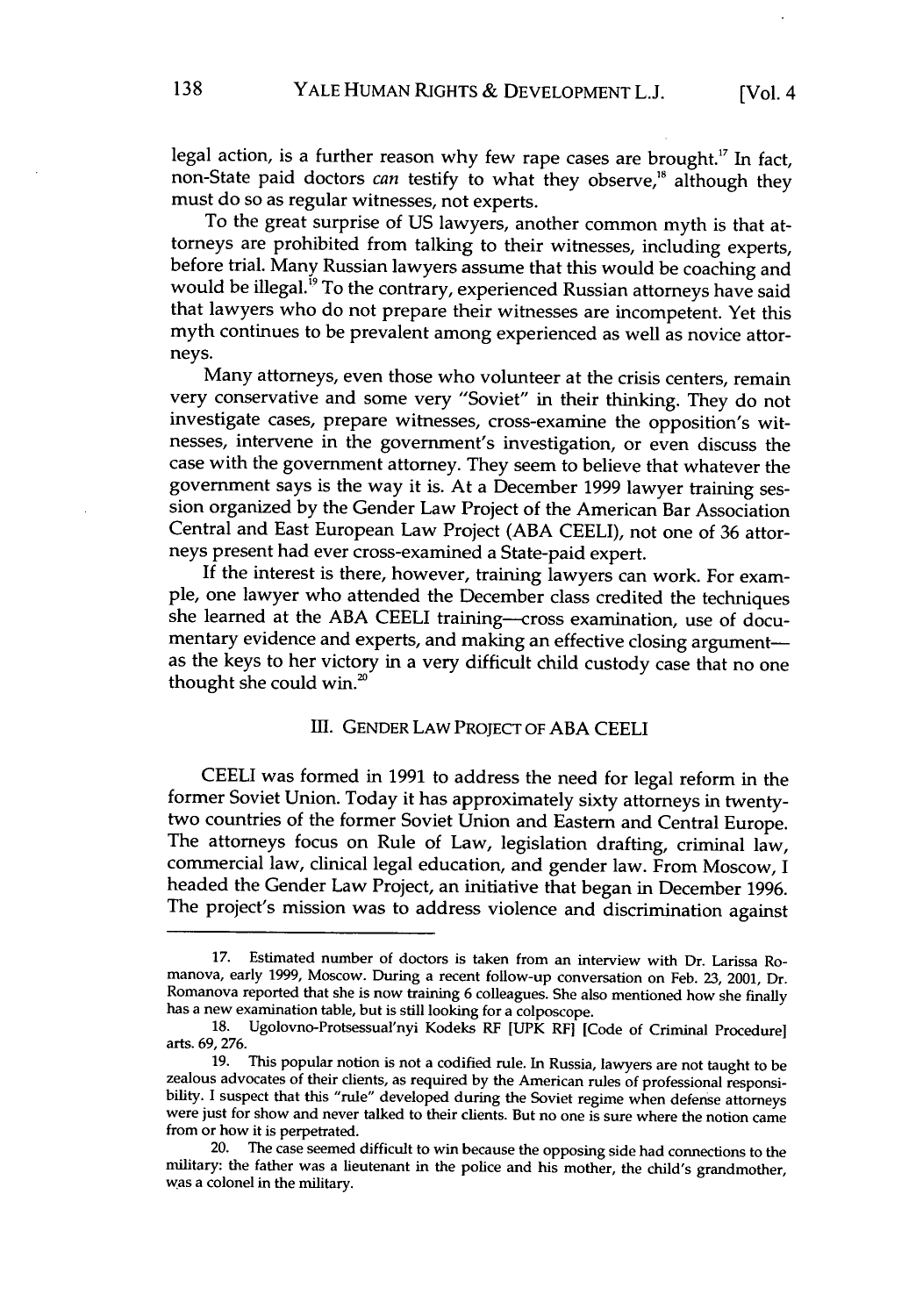legal action, is a further reason why few rape cases are brought.[17] In fact, non-State paid doctors *can* testify to what they observe,[18] although they must do so as regular witnesses, not experts.

To the great surprise of US lawyers, another common myth is that attorneys are prohibited from talking to their witnesses, including experts, before trial. Many Russian lawyers assume that this would be coaching and would be illegal.[19] To the contrary, experienced Russian attorneys have said that lawyers who do not prepare their witnesses are incompetent. Yet this myth continues to be prevalent among experienced as well as novice attorneys.

Many attorneys, even those who volunteer at the crisis centers, remain very conservative and some very "Soviet" in their thinking. They do not investigate cases, prepare witnesses, cross-examine the opposition's witnesses, intervene in the government's investigation, or even discuss the case with the government attorney. They seem to believe that whatever the government says is the way it is. At a December 1999 lawyer training session organized by the Gender Law Project of the American Bar Association Central and East European Law Project (ABA CEELI), not one of 36 attorneys present had ever cross-examined a State-paid expert.

If the interest is there, however, training lawyers can work. For example, one lawyer who attended the December class credited the techniques she learned at the ABA CEELI training—cross examination, use of documentary evidence and experts, and making an effective closing argument—as the keys to her victory in a very difficult child custody case that no one thought she could win.[20]

## III. GENDER LAW PROJECT OF ABA CEELI

CEELI was formed in 1991 to address the need for legal reform in the former Soviet Union. Today it has approximately sixty attorneys in twenty-two countries of the former Soviet Union and Eastern and Central Europe. The attorneys focus on Rule of Law, legislation drafting, criminal law, commercial law, clinical legal education, and gender law. From Moscow, I headed the Gender Law Project, an initiative that began in December 1996. The project's mission was to address violence and discrimination against

---

17. Estimated number of doctors is taken from an interview with Dr. Larissa Romanova, early 1999, Moscow. During a recent follow-up conversation on Feb. 23, 2001, Dr. Romanova reported that she is now training 6 colleagues. She also mentioned how she finally has a new examination table, but is still looking for a colposcope.

18. Ugolovno-Protsessual'nyi Kodeks RF [UPK RF] [Code of Criminal Procedure] arts. 69, 276.

19. This popular notion is not a codified rule. In Russia, lawyers are not taught to be zealous advocates of their clients, as required by the American rules of professional responsibility. I suspect that this "rule" developed during the Soviet regime when defense attorneys were just for show and never talked to their clients. But no one is sure where the notion came from or how it is perpetrated.

20. The case seemed difficult to win because the opposing side had connections to the military: the father was a lieutenant in the police and his mother, the child's grandmother, was a colonel in the military.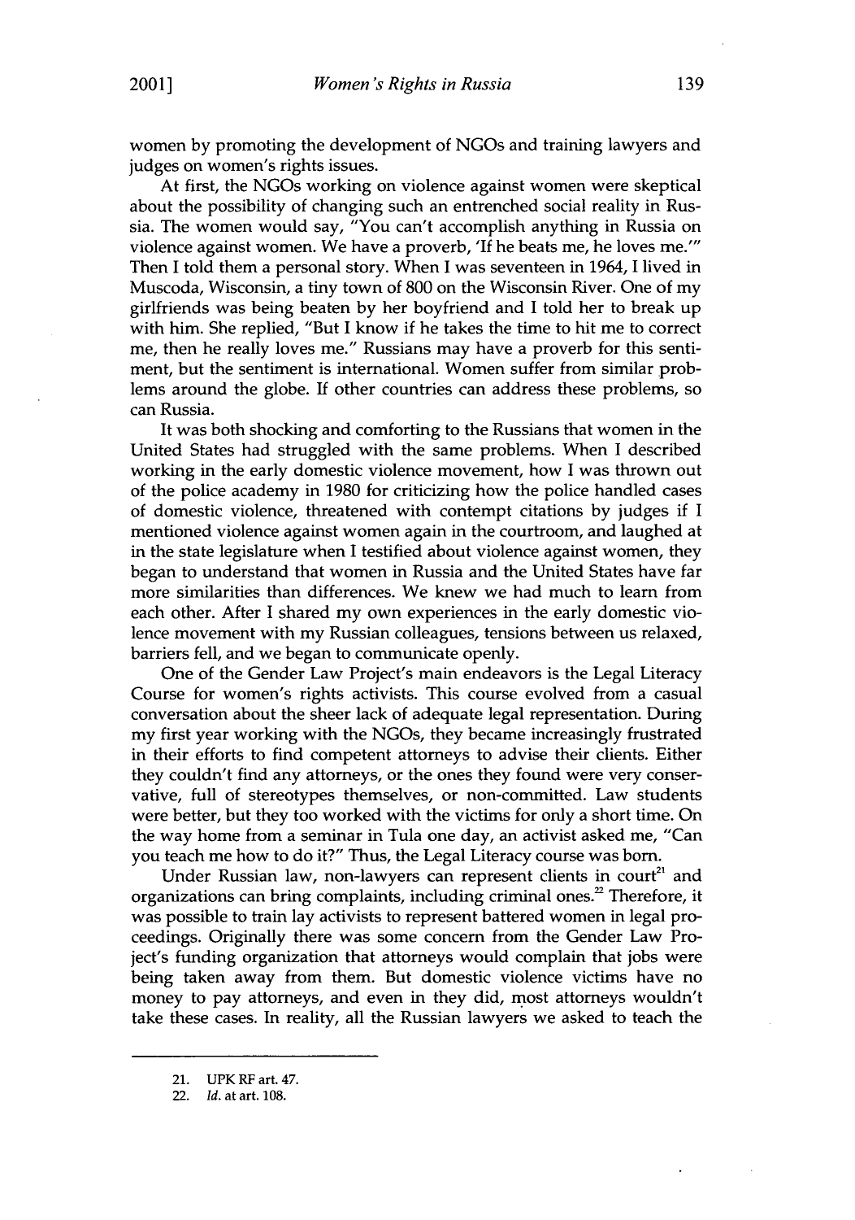women by promoting the development of NGOs and training lawyers and judges on women's rights issues.

At first, the NGOs working on violence against women were skeptical about the possibility of changing such an entrenched social reality in Russia. The women would say, "You can't accomplish anything in Russia on violence against women. We have a proverb, 'If he beats me, he loves me.'" Then I told them a personal story. When I was seventeen in 1964, I lived in Muscoda, Wisconsin, a tiny town of 800 on the Wisconsin River. One of my girlfriends was being beaten by her boyfriend and I told her to break up with him. She replied, "But I know if he takes the time to hit me to correct me, then he really loves me." Russians may have a proverb for this sentiment, but the sentiment is international. Women suffer from similar problems around the globe. If other countries can address these problems, so can Russia.

It was both shocking and comforting to the Russians that women in the United States had struggled with the same problems. When I described working in the early domestic violence movement, how I was thrown out of the police academy in 1980 for criticizing how the police handled cases of domestic violence, threatened with contempt citations by judges if I mentioned violence against women again in the courtroom, and laughed at in the state legislature when I testified about violence against women, they began to understand that women in Russia and the United States have far more similarities than differences. We knew we had much to learn from each other. After I shared my own experiences in the early domestic violence movement with my Russian colleagues, tensions between us relaxed, barriers fell, and we began to communicate openly.

One of the Gender Law Project's main endeavors is the Legal Literacy Course for women's rights activists. This course evolved from a casual conversation about the sheer lack of adequate legal representation. During my first year working with the NGOs, they became increasingly frustrated in their efforts to find competent attorneys to advise their clients. Either they couldn't find any attorneys, or the ones they found were very conservative, full of stereotypes themselves, or non-committed. Law students were better, but they too worked with the victims for only a short time. On the way home from a seminar in Tula one day, an activist asked me, "Can you teach me how to do it?" Thus, the Legal Literacy course was born.

Under Russian law, non-lawyers can represent clients in court[21] and organizations can bring complaints, including criminal ones.[22] Therefore, it was possible to train lay activists to represent battered women in legal proceedings. Originally there was some concern from the Gender Law Project's funding organization that attorneys would complain that jobs were being taken away from them. But domestic violence victims have no money to pay attorneys, and even in they did, most attorneys wouldn't take these cases. In reality, all the Russian lawyers we asked to teach the

---

21. UPK RF art. 47.
22. *Id.* at art. 108.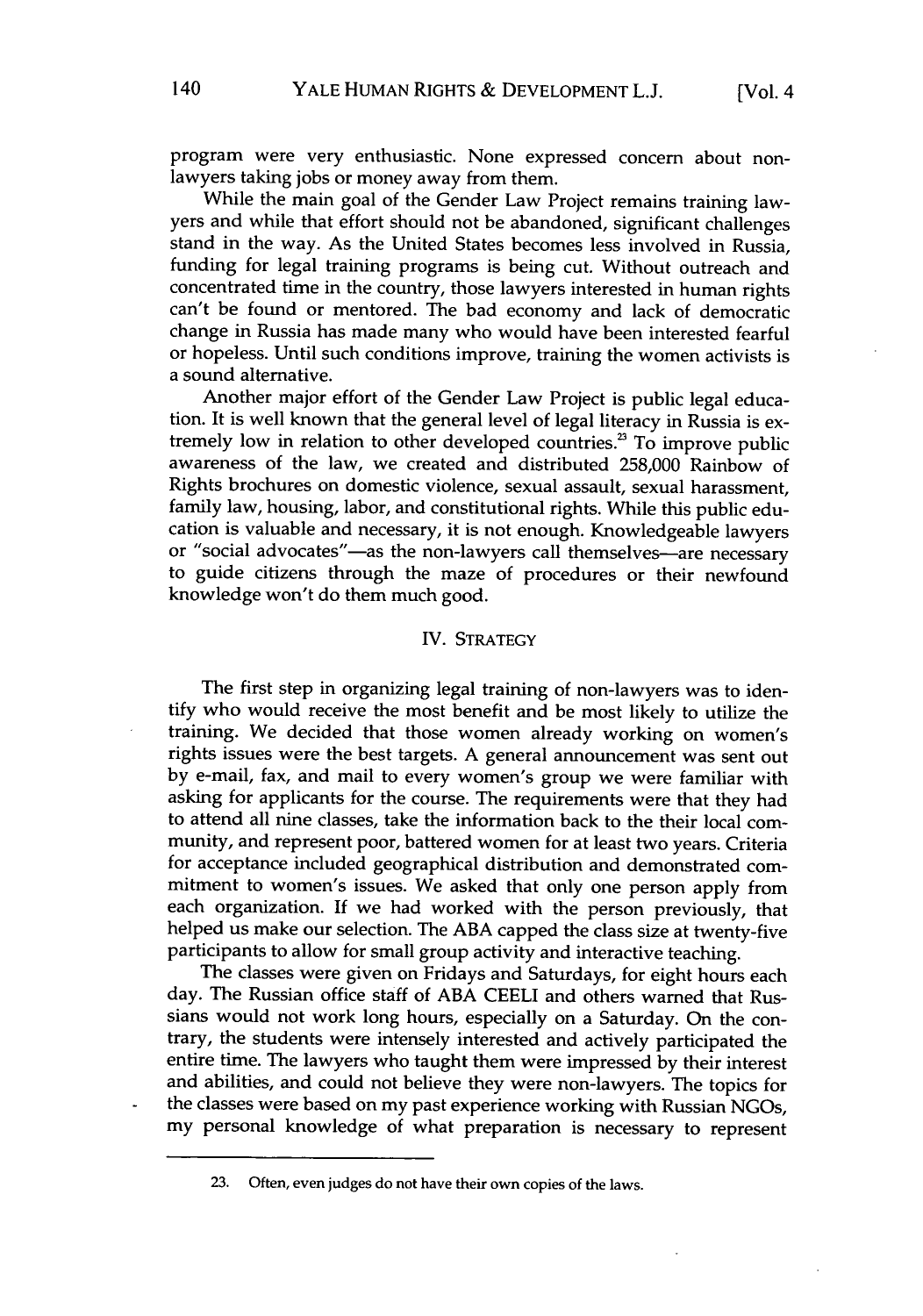program were very enthusiastic. None expressed concern about non-lawyers taking jobs or money away from them.

While the main goal of the Gender Law Project remains training lawyers and while that effort should not be abandoned, significant challenges stand in the way. As the United States becomes less involved in Russia, funding for legal training programs is being cut. Without outreach and concentrated time in the country, those lawyers interested in human rights can't be found or mentored. The bad economy and lack of democratic change in Russia has made many who would have been interested fearful or hopeless. Until such conditions improve, training the women activists is a sound alternative.

Another major effort of the Gender Law Project is public legal education. It is well known that the general level of legal literacy in Russia is extremely low in relation to other developed countries.[23] To improve public awareness of the law, we created and distributed 258,000 Rainbow of Rights brochures on domestic violence, sexual assault, sexual harassment, family law, housing, labor, and constitutional rights. While this public education is valuable and necessary, it is not enough. Knowledgeable lawyers or "social advocates"—as the non-lawyers call themselves—are necessary to guide citizens through the maze of procedures or their newfound knowledge won't do them much good.

## IV. STRATEGY

The first step in organizing legal training of non-lawyers was to identify who would receive the most benefit and be most likely to utilize the training. We decided that those women already working on women's rights issues were the best targets. A general announcement was sent out by e-mail, fax, and mail to every women's group we were familiar with asking for applicants for the course. The requirements were that they had to attend all nine classes, take the information back to the their local community, and represent poor, battered women for at least two years. Criteria for acceptance included geographical distribution and demonstrated commitment to women's issues. We asked that only one person apply from each organization. If we had worked with the person previously, that helped us make our selection. The ABA capped the class size at twenty-five participants to allow for small group activity and interactive teaching.

The classes were given on Fridays and Saturdays, for eight hours each day. The Russian office staff of ABA CEELI and others warned that Russians would not work long hours, especially on a Saturday. On the contrary, the students were intensely interested and actively participated the entire time. The lawyers who taught them were impressed by their interest and abilities, and could not believe they were non-lawyers. The topics for the classes were based on my past experience working with Russian NGOs, my personal knowledge of what preparation is necessary to represent

---

23. Often, even judges do not have their own copies of the laws.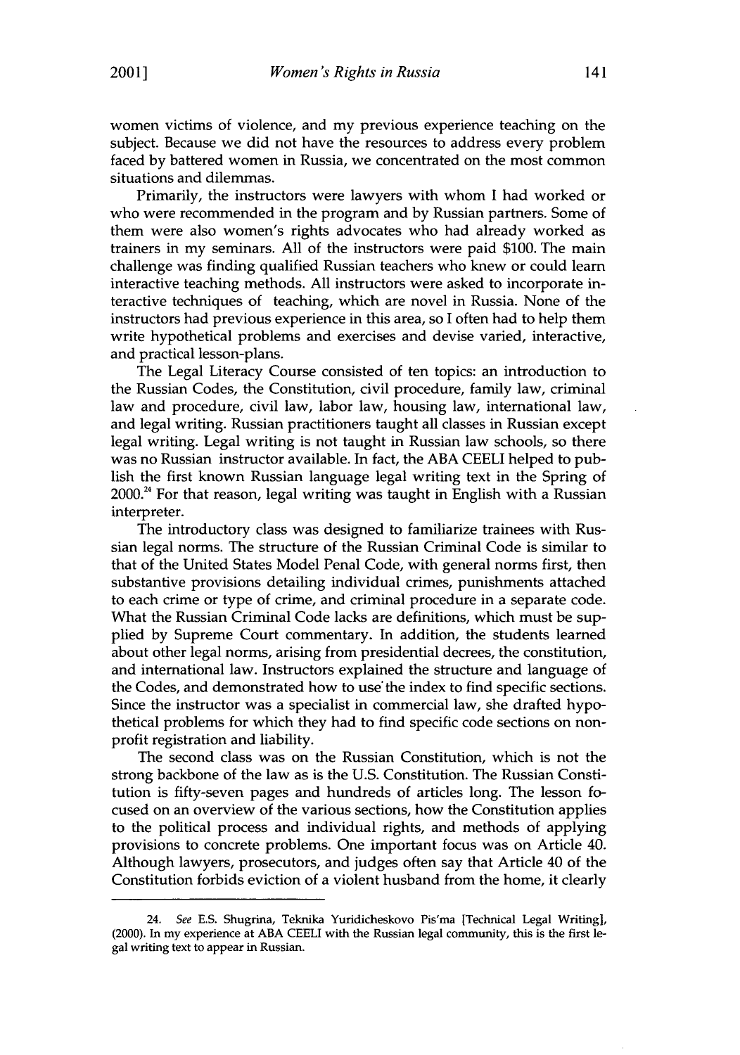women victims of violence, and my previous experience teaching on the subject. Because we did not have the resources to address every problem faced by battered women in Russia, we concentrated on the most common situations and dilemmas.

Primarily, the instructors were lawyers with whom I had worked or who were recommended in the program and by Russian partners. Some of them were also women's rights advocates who had already worked as trainers in my seminars. All of the instructors were paid $100. The main challenge was finding qualified Russian teachers who knew or could learn interactive teaching methods. All instructors were asked to incorporate interactive techniques of teaching, which are novel in Russia. None of the instructors had previous experience in this area, so I often had to help them write hypothetical problems and exercises and devise varied, interactive, and practical lesson-plans.

The Legal Literacy Course consisted of ten topics: an introduction to the Russian Codes, the Constitution, civil procedure, family law, criminal law and procedure, civil law, labor law, housing law, international law, and legal writing. Russian practitioners taught all classes in Russian except legal writing. Legal writing is not taught in Russian law schools, so there was no Russian instructor available. In fact, the ABA CEELI helped to publish the first known Russian language legal writing text in the Spring of 2000.[24] For that reason, legal writing was taught in English with a Russian interpreter.

The introductory class was designed to familiarize trainees with Russian legal norms. The structure of the Russian Criminal Code is similar to that of the United States Model Penal Code, with general norms first, then substantive provisions detailing individual crimes, punishments attached to each crime or type of crime, and criminal procedure in a separate code. What the Russian Criminal Code lacks are definitions, which must be supplied by Supreme Court commentary. In addition, the students learned about other legal norms, arising from presidential decrees, the constitution, and international law. Instructors explained the structure and language of the Codes, and demonstrated how to use the index to find specific sections. Since the instructor was a specialist in commercial law, she drafted hypothetical problems for which they had to find specific code sections on non-profit registration and liability.

The second class was on the Russian Constitution, which is not the strong backbone of the law as is the U.S. Constitution. The Russian Constitution is fifty-seven pages and hundreds of articles long. The lesson focused on an overview of the various sections, how the Constitution applies to the political process and individual rights, and methods of applying provisions to concrete problems. One important focus was on Article 40. Although lawyers, prosecutors, and judges often say that Article 40 of the Constitution forbids eviction of a violent husband from the home, it clearly

---

24. *See* E.S. Shugrina, Teknika Yuridicheskovo Pis'ma [Technical Legal Writing], (2000). In my experience at ABA CEELI with the Russian legal community, this is the first legal writing text to appear in Russian.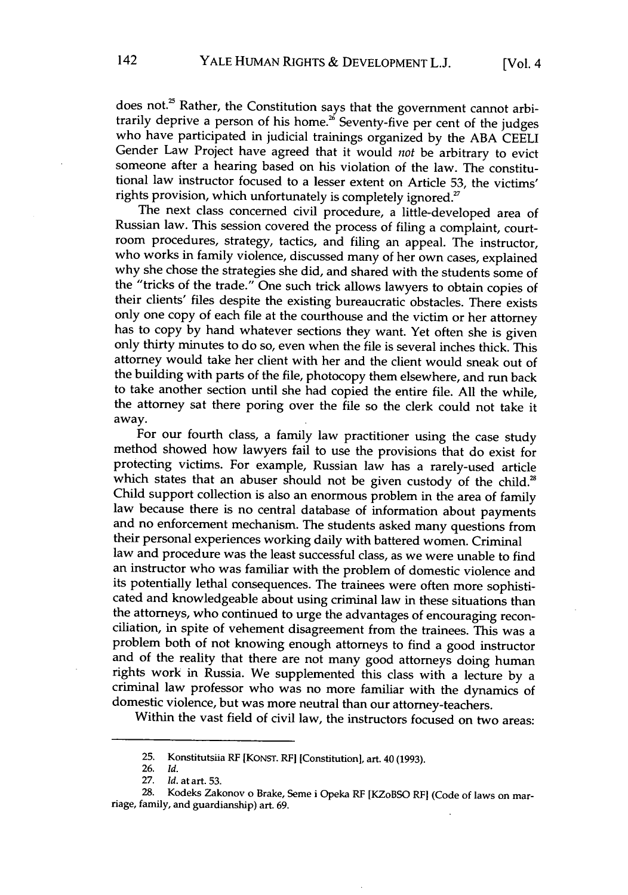does not.[25] Rather, the Constitution says that the government cannot arbitrarily deprive a person of his home.[26] Seventy-five per cent of the judges who have participated in judicial trainings organized by the ABA CEELI Gender Law Project have agreed that it would *not* be arbitrary to evict someone after a hearing based on his violation of the law. The constitutional law instructor focused to a lesser extent on Article 53, the victims' rights provision, which unfortunately is completely ignored.[27]

The next class concerned civil procedure, a little-developed area of Russian law. This session covered the process of filing a complaint, courtroom procedures, strategy, tactics, and filing an appeal. The instructor, who works in family violence, discussed many of her own cases, explained why she chose the strategies she did, and shared with the students some of the "tricks of the trade." One such trick allows lawyers to obtain copies of their clients' files despite the existing bureaucratic obstacles. There exists only one copy of each file at the courthouse and the victim or her attorney has to copy by hand whatever sections they want. Yet often she is given only thirty minutes to do so, even when the file is several inches thick. This attorney would take her client with her and the client would sneak out of the building with parts of the file, photocopy them elsewhere, and run back to take another section until she had copied the entire file. All the while, the attorney sat there poring over the file so the clerk could not take it away.

For our fourth class, a family law practitioner using the case study method showed how lawyers fail to use the provisions that do exist for protecting victims. For example, Russian law has a rarely-used article which states that an abuser should not be given custody of the child.[28] Child support collection is also an enormous problem in the area of family law because there is no central database of information about payments and no enforcement mechanism. The students asked many questions from their personal experiences working daily with battered women. Criminal law and procedure was the least successful class, as we were unable to find an instructor who was familiar with the problem of domestic violence and its potentially lethal consequences. The trainees were often more sophisticated and knowledgeable about using criminal law in these situations than the attorneys, who continued to urge the advantages of encouraging reconciliation, in spite of vehement disagreement from the trainees. This was a problem both of not knowing enough attorneys to find a good instructor and of the reality that there are not many good attorneys doing human rights work in Russia. We supplemented this class with a lecture by a criminal law professor who was no more familiar with the dynamics of domestic violence, but was more neutral than our attorney-teachers.

Within the vast field of civil law, the instructors focused on two areas:

---

25. Konstitutsiia RF [KONST. RF] [Constitution], art. 40 (1993).
26. *Id.*
27. *Id.* at art. 53.
28. Kodeks Zakonov o Brake, Seme i Opeka RF [KZoBSO RF] (Code of laws on marriage, family, and guardianship) art. 69.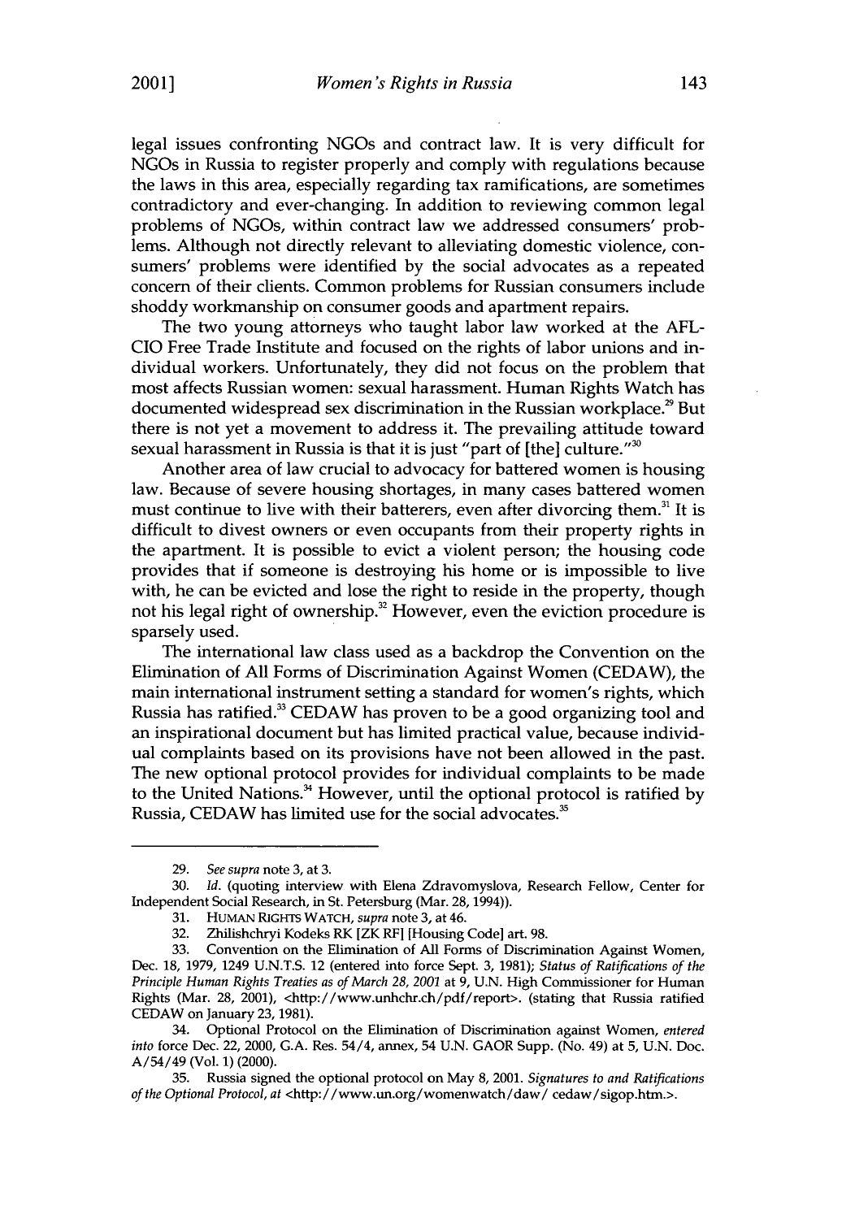legal issues confronting NGOs and contract law. It is very difficult for NGOs in Russia to register properly and comply with regulations because the laws in this area, especially regarding tax ramifications, are sometimes contradictory and ever-changing. In addition to reviewing common legal problems of NGOs, within contract law we addressed consumers' problems. Although not directly relevant to alleviating domestic violence, consumers' problems were identified by the social advocates as a repeated concern of their clients. Common problems for Russian consumers include shoddy workmanship on consumer goods and apartment repairs.

The two young attorneys who taught labor law worked at the AFL-CIO Free Trade Institute and focused on the rights of labor unions and individual workers. Unfortunately, they did not focus on the problem that most affects Russian women: sexual harassment. Human Rights Watch has documented widespread sex discrimination in the Russian workplace.[29] But there is not yet a movement to address it. The prevailing attitude toward sexual harassment in Russia is that it is just "part of [the] culture."[30]

Another area of law crucial to advocacy for battered women is housing law. Because of severe housing shortages, in many cases battered women must continue to live with their batterers, even after divorcing them.[31] It is difficult to divest owners or even occupants from their property rights in the apartment. It is possible to evict a violent person; the housing code provides that if someone is destroying his home or is impossible to live with, he can be evicted and lose the right to reside in the property, though not his legal right of ownership.[32] However, even the eviction procedure is sparsely used.

The international law class used as a backdrop the Convention on the Elimination of All Forms of Discrimination Against Women (CEDAW), the main international instrument setting a standard for women's rights, which Russia has ratified.[33] CEDAW has proven to be a good organizing tool and an inspirational document but has limited practical value, because individual complaints based on its provisions have not been allowed in the past. The new optional protocol provides for individual complaints to be made to the United Nations.[34] However, until the optional protocol is ratified by Russia, CEDAW has limited use for the social advocates.[35]

---

29. *See supra* note 3, at 3.

30. *Id.* (quoting interview with Elena Zdravomyslova, Research Fellow, Center for Independent Social Research, in St. Petersburg (Mar. 28, 1994)).

31. HUMAN RIGHTS WATCH, *supra* note 3, at 46.

32. Zhilishchryi Kodeks RK [ZK RF] [Housing Code] art. 98.

33. Convention on the Elimination of All Forms of Discrimination Against Women, Dec. 18, 1979, 1249 U.N.T.S. 12 (entered into force Sept. 3, 1981); *Status of Ratifications of the Principle Human Rights Treaties as of March 28, 2001* at 9, U.N. High Commissioner for Human Rights (Mar. 28, 2001), <http://www.unhchr.ch/pdf/report>. (stating that Russia ratified CEDAW on January 23, 1981).

34. Optional Protocol on the Elimination of Discrimination against Women, *entered into* force Dec. 22, 2000, G.A. Res. 54/4, annex, 54 U.N. GAOR Supp. (No. 49) at 5, U.N. Doc. A/54/49 (Vol. 1) (2000).

35. Russia signed the optional protocol on May 8, 2001. *Signatures to and Ratifications of the Optional Protocol, at* <http://www.un.org/womenwatch/daw/ cedaw/sigop.htm.>.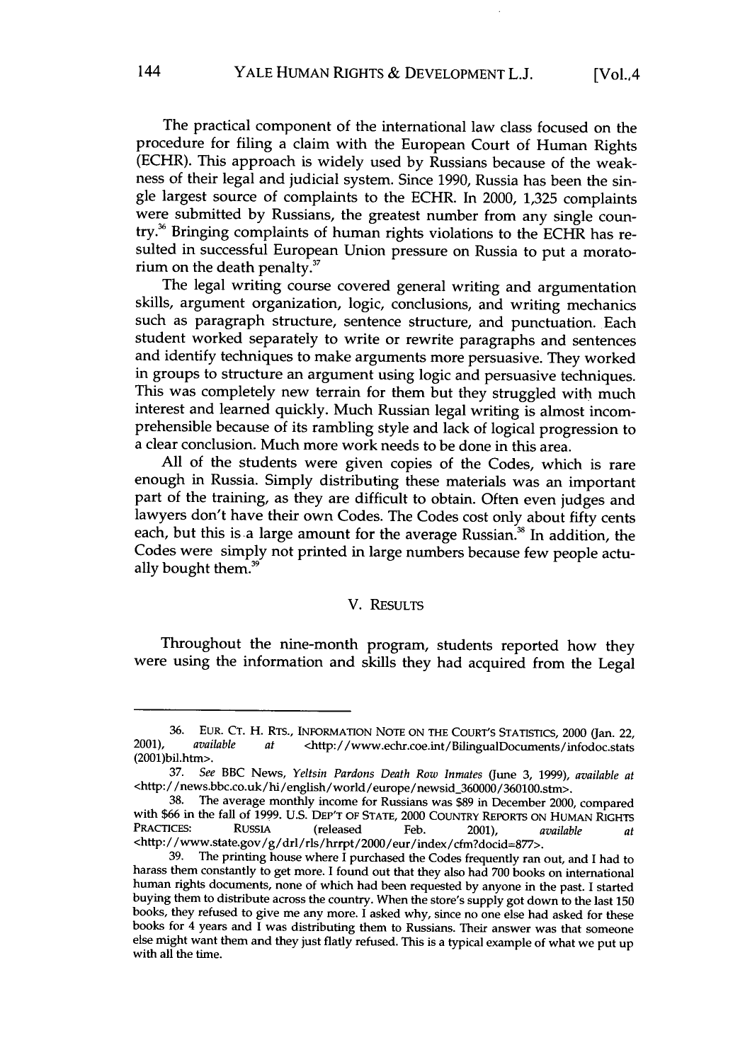The practical component of the international law class focused on the procedure for filing a claim with the European Court of Human Rights (ECHR). This approach is widely used by Russians because of the weakness of their legal and judicial system. Since 1990, Russia has been the single largest source of complaints to the ECHR. In 2000, 1,325 complaints were submitted by Russians, the greatest number from any single country.[36] Bringing complaints of human rights violations to the ECHR has resulted in successful European Union pressure on Russia to put a moratorium on the death penalty.[37]

The legal writing course covered general writing and argumentation skills, argument organization, logic, conclusions, and writing mechanics such as paragraph structure, sentence structure, and punctuation. Each student worked separately to write or rewrite paragraphs and sentences and identify techniques to make arguments more persuasive. They worked in groups to structure an argument using logic and persuasive techniques. This was completely new terrain for them but they struggled with much interest and learned quickly. Much Russian legal writing is almost incomprehensible because of its rambling style and lack of logical progression to a clear conclusion. Much more work needs to be done in this area.

All of the students were given copies of the Codes, which is rare enough in Russia. Simply distributing these materials was an important part of the training, as they are difficult to obtain. Often even judges and lawyers don't have their own Codes. The Codes cost only about fifty cents each, but this is a large amount for the average Russian.[38] In addition, the Codes were simply not printed in large numbers because few people actually bought them.[39]

## V. RESULTS

Throughout the nine-month program, students reported how they were using the information and skills they had acquired from the Legal

---

36. EUR. CT. H. RTS., INFORMATION NOTE ON THE COURT'S STATISTICS, 2000 (Jan. 22, 2001), *available at* <http://www.echr.coe.int/BilingualDocuments/infodoc.stats(2001)bil.htm>.

37. *See* BBC News, *Yeltsin Pardons Death Row Inmates* (June 3, 1999), *available at* <http://news.bbc.co.uk/hi/english/world/europe/newsid_360000/360100.stm>.

38. The average monthly income for Russians was $89 in December 2000, compared with $66 in the fall of 1999. U.S. DEP'T OF STATE, 2000 COUNTRY REPORTS ON HUMAN RIGHTS PRACTICES: RUSSIA (released Feb. 2001), *available at* <http://www.state.gov/g/drl/rls/hrrpt/2000/eur/index/cfm?docid=877>.

39. The printing house where I purchased the Codes frequently ran out, and I had to harass them constantly to get more. I found out that they also had 700 books on international human rights documents, none of which had been requested by anyone in the past. I started buying them to distribute across the country. When the store's supply got down to the last 150 books, they refused to give me any more. I asked why, since no one else had asked for these books for 4 years and I was distributing them to Russians. Their answer was that someone else might want them and they just flatly refused. This is a typical example of what we put up with all the time.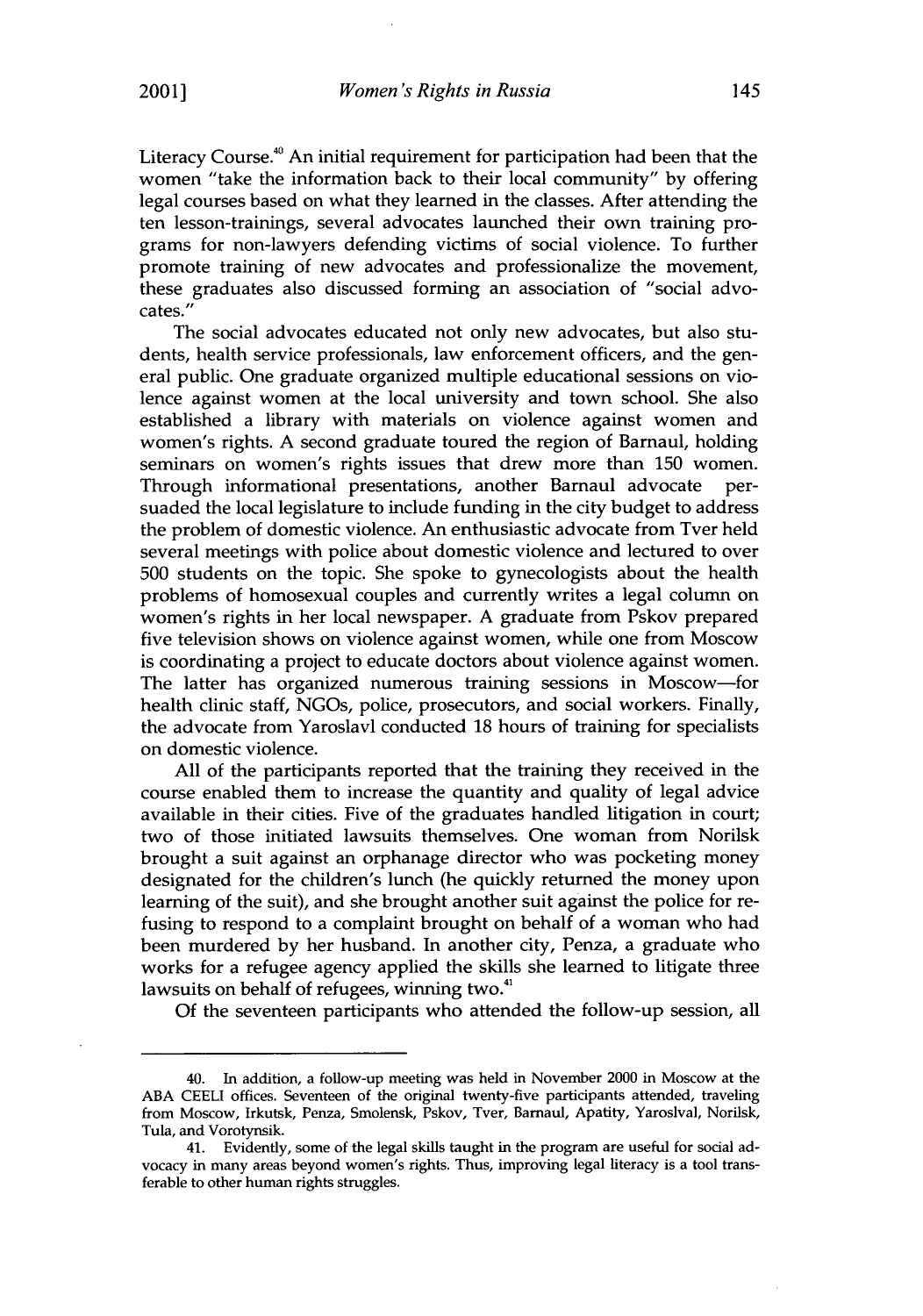Literacy Course.[40] An initial requirement for participation had been that the women "take the information back to their local community" by offering legal courses based on what they learned in the classes. After attending the ten lesson-trainings, several advocates launched their own training programs for non-lawyers defending victims of social violence. To further promote training of new advocates and professionalize the movement, these graduates also discussed forming an association of "social advocates."

The social advocates educated not only new advocates, but also students, health service professionals, law enforcement officers, and the general public. One graduate organized multiple educational sessions on violence against women at the local university and town school. She also established a library with materials on violence against women and women's rights. A second graduate toured the region of Barnaul, holding seminars on women's rights issues that drew more than 150 women. Through informational presentations, another Barnaul advocate persuaded the local legislature to include funding in the city budget to address the problem of domestic violence. An enthusiastic advocate from Tver held several meetings with police about domestic violence and lectured to over 500 students on the topic. She spoke to gynecologists about the health problems of homosexual couples and currently writes a legal column on women's rights in her local newspaper. A graduate from Pskov prepared five television shows on violence against women, while one from Moscow is coordinating a project to educate doctors about violence against women. The latter has organized numerous training sessions in Moscow—for health clinic staff, NGOs, police, prosecutors, and social workers. Finally, the advocate from Yaroslavl conducted 18 hours of training for specialists on domestic violence.

All of the participants reported that the training they received in the course enabled them to increase the quantity and quality of legal advice available in their cities. Five of the graduates handled litigation in court; two of those initiated lawsuits themselves. One woman from Norilsk brought a suit against an orphanage director who was pocketing money designated for the children's lunch (he quickly returned the money upon learning of the suit), and she brought another suit against the police for refusing to respond to a complaint brought on behalf of a woman who had been murdered by her husband. In another city, Penza, a graduate who works for a refugee agency applied the skills she learned to litigate three lawsuits on behalf of refugees, winning two.[41]

Of the seventeen participants who attended the follow-up session, all

---

40. In addition, a follow-up meeting was held in November 2000 in Moscow at the ABA CEELI offices. Seventeen of the original twenty-five participants attended, traveling from Moscow, Irkutsk, Penza, Smolensk, Pskov, Tver, Barnaul, Apatity, Yaroslval, Norilsk, Tula, and Vorotynsik.

41. Evidently, some of the legal skills taught in the program are useful for social advocacy in many areas beyond women's rights. Thus, improving legal literacy is a tool transferable to other human rights struggles.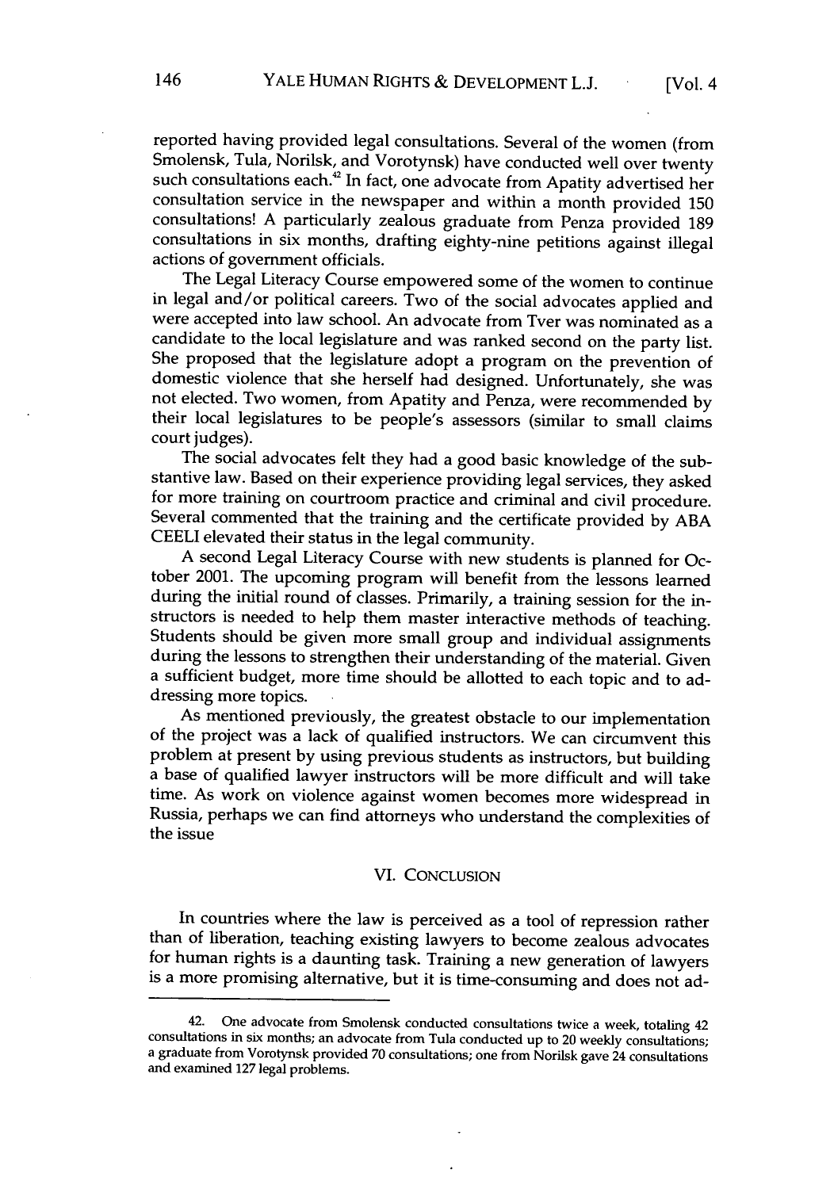reported having provided legal consultations. Several of the women (from Smolensk, Tula, Norilsk, and Vorotynsk) have conducted well over twenty such consultations each.[42] In fact, one advocate from Apatity advertised her consultation service in the newspaper and within a month provided 150 consultations! A particularly zealous graduate from Penza provided 189 consultations in six months, drafting eighty-nine petitions against illegal actions of government officials.

The Legal Literacy Course empowered some of the women to continue in legal and/or political careers. Two of the social advocates applied and were accepted into law school. An advocate from Tver was nominated as a candidate to the local legislature and was ranked second on the party list. She proposed that the legislature adopt a program on the prevention of domestic violence that she herself had designed. Unfortunately, she was not elected. Two women, from Apatity and Penza, were recommended by their local legislatures to be people's assessors (similar to small claims court judges).

The social advocates felt they had a good basic knowledge of the substantive law. Based on their experience providing legal services, they asked for more training on courtroom practice and criminal and civil procedure. Several commented that the training and the certificate provided by ABA CEELI elevated their status in the legal community.

A second Legal Literacy Course with new students is planned for October 2001. The upcoming program will benefit from the lessons learned during the initial round of classes. Primarily, a training session for the instructors is needed to help them master interactive methods of teaching. Students should be given more small group and individual assignments during the lessons to strengthen their understanding of the material. Given a sufficient budget, more time should be allotted to each topic and to addressing more topics.

As mentioned previously, the greatest obstacle to our implementation of the project was a lack of qualified instructors. We can circumvent this problem at present by using previous students as instructors, but building a base of qualified lawyer instructors will be more difficult and will take time. As work on violence against women becomes more widespread in Russia, perhaps we can find attorneys who understand the complexities of the issue

## VI. CONCLUSION

In countries where the law is perceived as a tool of repression rather than of liberation, teaching existing lawyers to become zealous advocates for human rights is a daunting task. Training a new generation of lawyers is a more promising alternative, but it is time-consuming and does not ad-

---

42. One advocate from Smolensk conducted consultations twice a week, totaling 42 consultations in six months; an advocate from Tula conducted up to 20 weekly consultations; a graduate from Vorotynsk provided 70 consultations; one from Norilsk gave 24 consultations and examined 127 legal problems.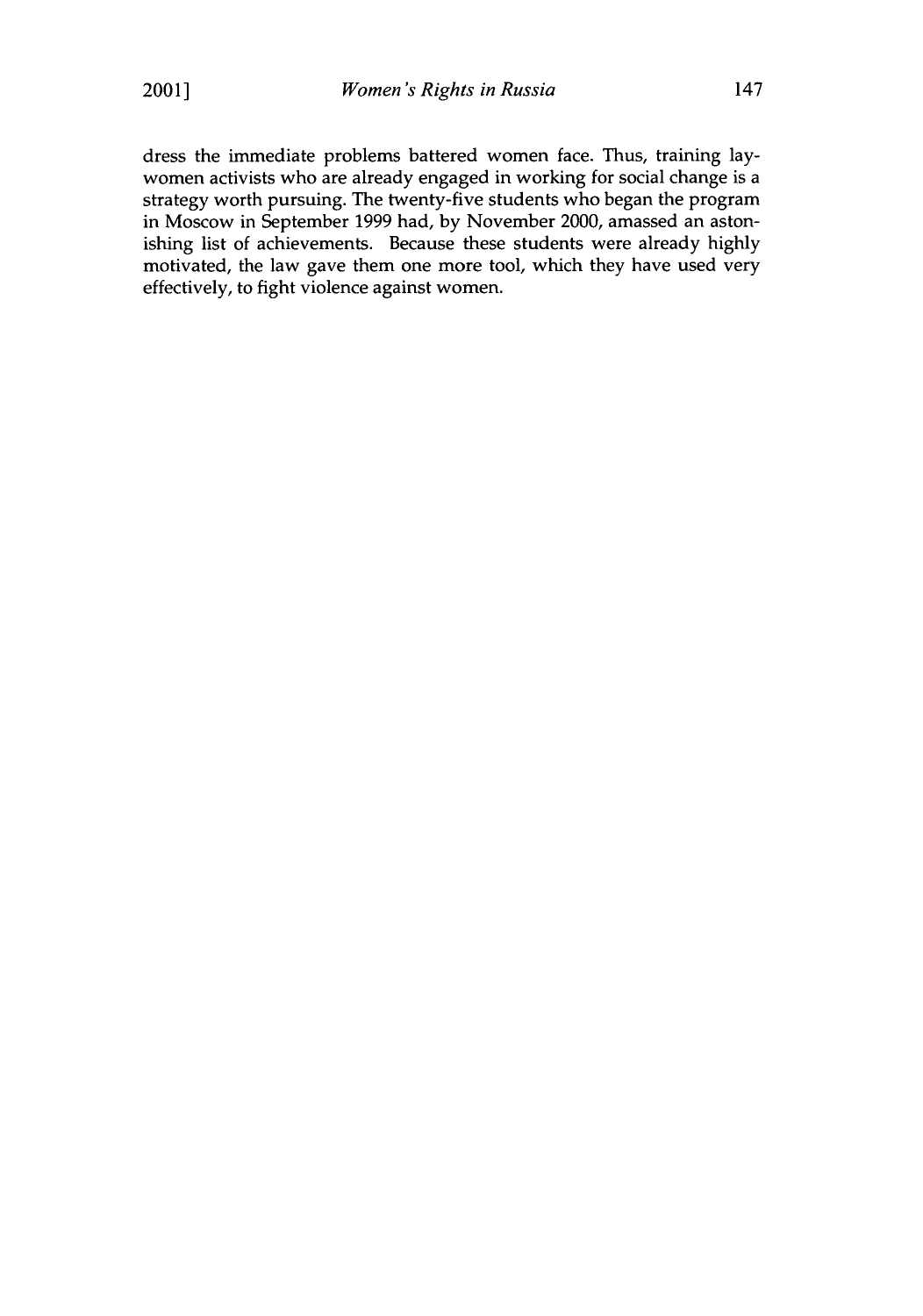dress the immediate problems battered women face. Thus, training laywomen activists who are already engaged in working for social change is a strategy worth pursuing. The twenty-five students who began the program in Moscow in September 1999 had, by November 2000, amassed an astonishing list of achievements. Because these students were already highly motivated, the law gave them one more tool, which they have used very effectively, to fight violence against women.